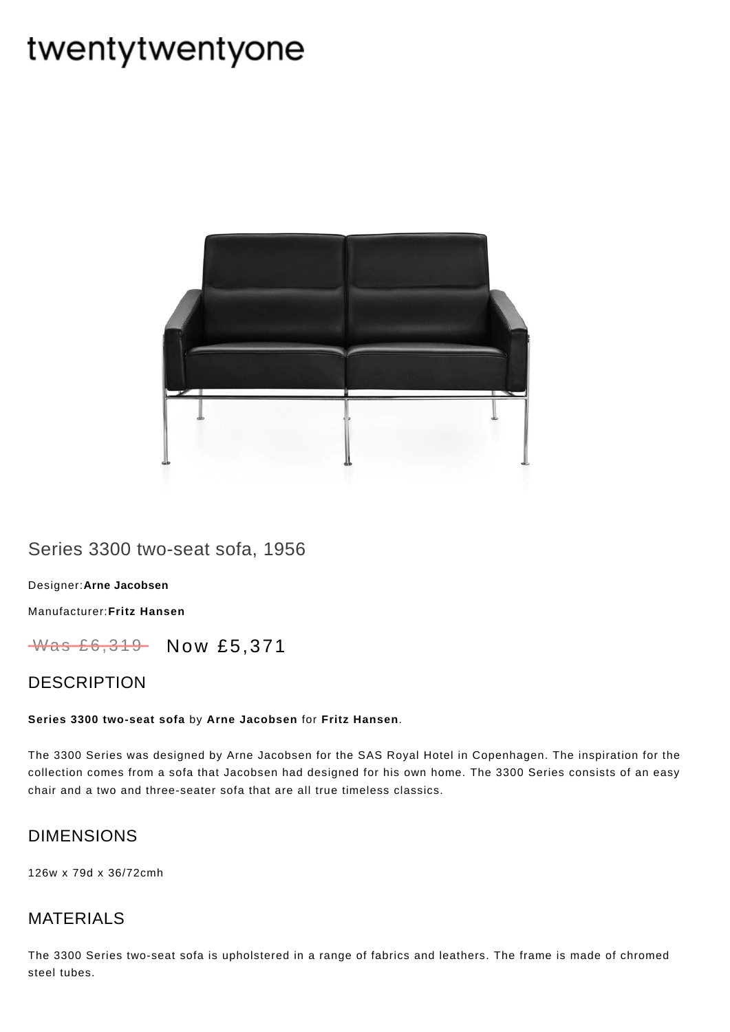# twentytwentyone

## Series 3300 two-seat sofa, 1956

Designer:**Arne Jacobsen**

Manufacturer:**Fritz Hansen**

~~Was £6,319~~ Now £5,371

## DESCRIPTION

**Series 3300 two-seat sofa** by **Arne Jacobsen** for **Fritz Hansen**.

The 3300 Series was designed by Arne Jacobsen for the SAS Royal Hotel in Copenhagen. The inspiration for the collection comes from a sofa that Jacobsen had designed for his own home. The 3300 Series consists of an easy chair and a two and three-seater sofa that are all true timeless classics.

## DIMENSIONS

126w x 79d x 36/72cmh

## MATERIALS

The 3300 Series two-seat sofa is upholstered in a range of fabrics and leathers. The frame is made of chromed steel tubes.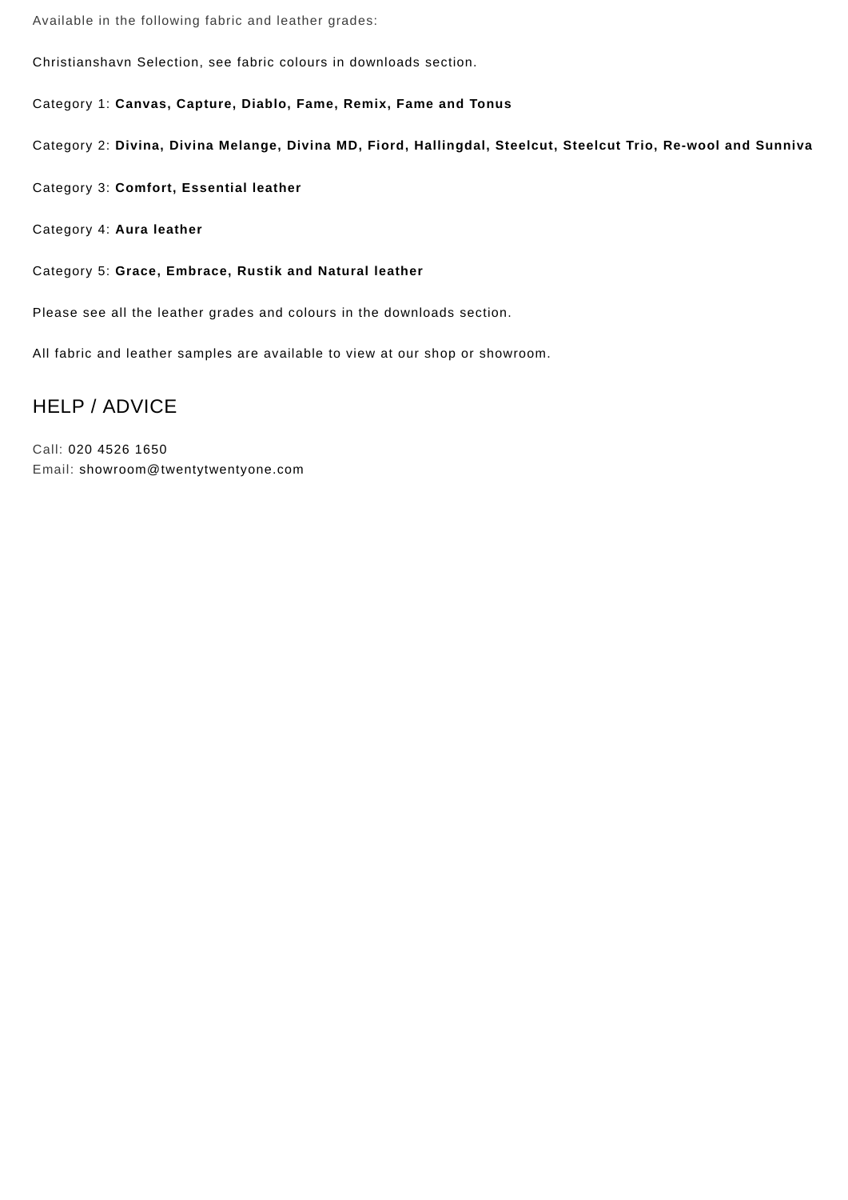Available in the following fabric and leather grades:

Christianshavn Selection, see fabric colours in downloads section.

Category 1: **Canvas, Capture, Diablo, Fame, Remix, Fame and Tonus**

Category 2: **Divina, Divina Melange, Divina MD, Fiord, Hallingdal, Steelcut, Steelcut Trio, Re-wool and Sunniva**

Category 3: **Comfort, Essential leather**

Category 4: **Aura leather**

Category 5: **Grace, Embrace, Rustik and Natural leather**

Please see all the leather grades and colours in the downloads section.

All fabric and leather samples are available to view at our shop or showroom.

## HELP / ADVICE

Call: 020 4526 1650
Email: showroom@twentytwentyone.com